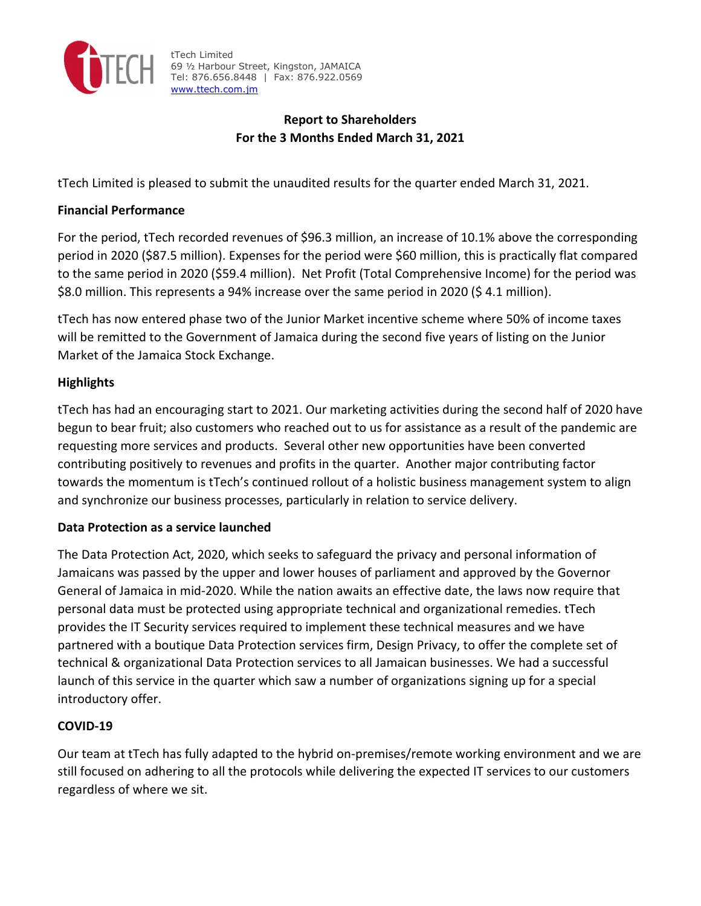tTech Limited
69 ½ Harbour Street, Kingston, JAMAICA
Tel: 876.656.8448 | Fax: 876.922.0569
www.ttech.com.jm

# Report to Shareholders
## For the 3 Months Ended March 31, 2021

tTech Limited is pleased to submit the unaudited results for the quarter ended March 31, 2021.

### Financial Performance

For the period, tTech recorded revenues of $96.3 million, an increase of 10.1% above the corresponding period in 2020 ($87.5 million). Expenses for the period were $60 million, this is practically flat compared to the same period in 2020 ($59.4 million). Net Profit (Total Comprehensive Income) for the period was $8.0 million. This represents a 94% increase over the same period in 2020 ($ 4.1 million).

tTech has now entered phase two of the Junior Market incentive scheme where 50% of income taxes will be remitted to the Government of Jamaica during the second five years of listing on the Junior Market of the Jamaica Stock Exchange.

### Highlights

tTech has had an encouraging start to 2021. Our marketing activities during the second half of 2020 have begun to bear fruit; also customers who reached out to us for assistance as a result of the pandemic are requesting more services and products. Several other new opportunities have been converted contributing positively to revenues and profits in the quarter. Another major contributing factor towards the momentum is tTech's continued rollout of a holistic business management system to align and synchronize our business processes, particularly in relation to service delivery.

### Data Protection as a service launched

The Data Protection Act, 2020, which seeks to safeguard the privacy and personal information of Jamaicans was passed by the upper and lower houses of parliament and approved by the Governor General of Jamaica in mid-2020. While the nation awaits an effective date, the laws now require that personal data must be protected using appropriate technical and organizational remedies. tTech provides the IT Security services required to implement these technical measures and we have partnered with a boutique Data Protection services firm, Design Privacy, to offer the complete set of technical & organizational Data Protection services to all Jamaican businesses. We had a successful launch of this service in the quarter which saw a number of organizations signing up for a special introductory offer.

### COVID-19

Our team at tTech has fully adapted to the hybrid on-premises/remote working environment and we are still focused on adhering to all the protocols while delivering the expected IT services to our customers regardless of where we sit.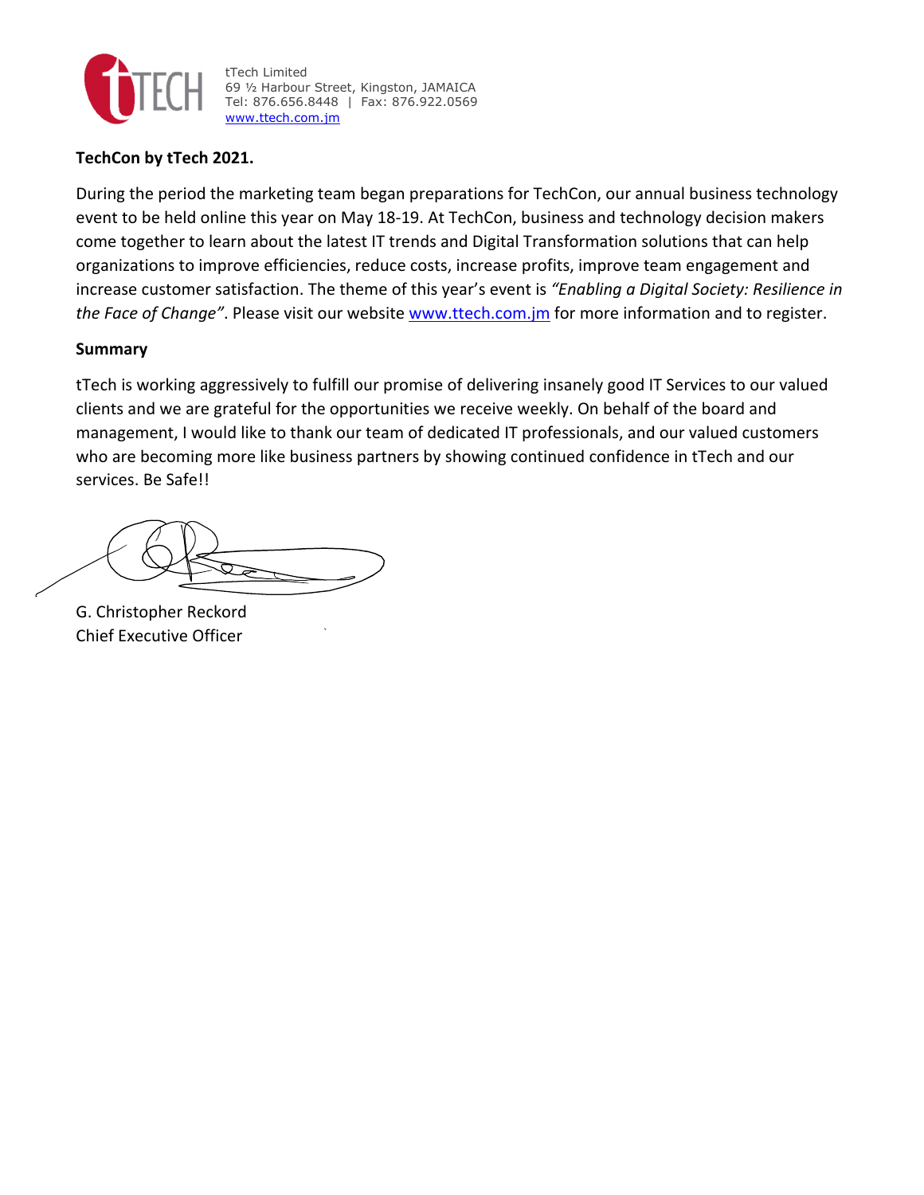tTech Limited
69 ½ Harbour Street, Kingston, JAMAICA
Tel: 876.656.8448 | Fax: 876.922.0569
www.ttech.com.jm

**TechCon by tTech 2021.**

During the period the marketing team began preparations for TechCon, our annual business technology event to be held online this year on May 18-19. At TechCon, business and technology decision makers come together to learn about the latest IT trends and Digital Transformation solutions that can help organizations to improve efficiencies, reduce costs, increase profits, improve team engagement and increase customer satisfaction. The theme of this year's event is *"Enabling a Digital Society: Resilience in the Face of Change"*. Please visit our website www.ttech.com.jm for more information and to register.

**Summary**

tTech is working aggressively to fulfill our promise of delivering insanely good IT Services to our valued clients and we are grateful for the opportunities we receive weekly. On behalf of the board and management, I would like to thank our team of dedicated IT professionals, and our valued customers who are becoming more like business partners by showing continued confidence in tTech and our services. Be Safe!!

G. Christopher Reckord
Chief Executive Officer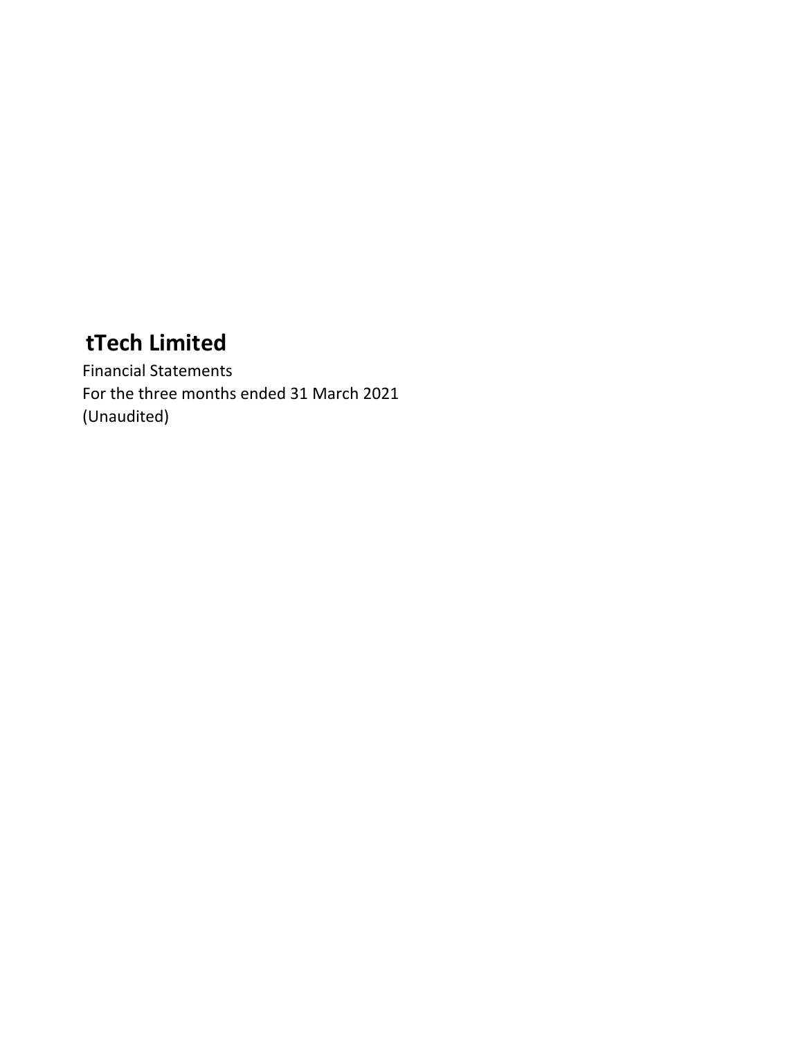# tTech Limited

Financial Statements
For the three months ended 31 March 2021
(Unaudited)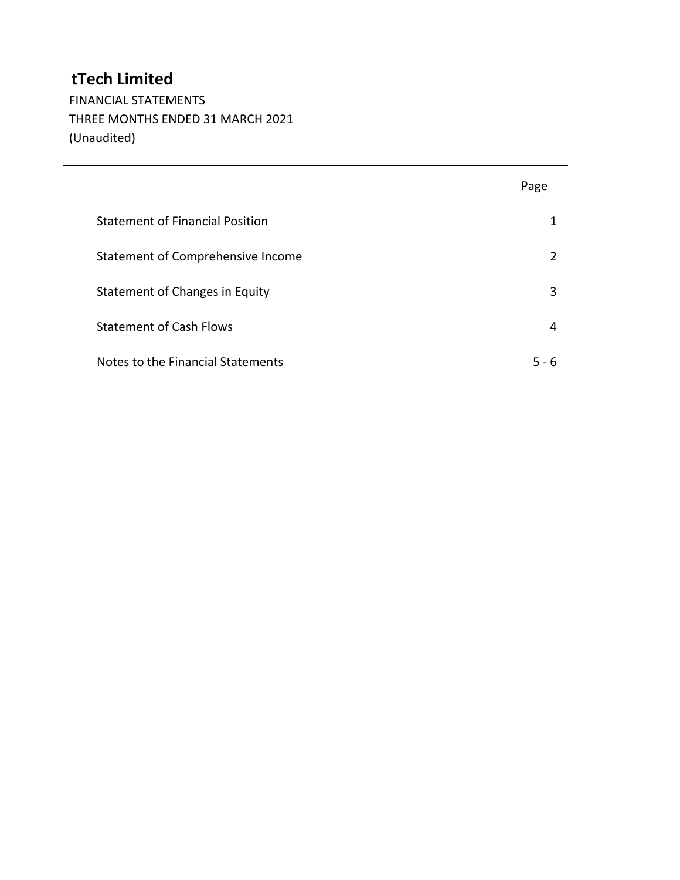# tTech Limited

FINANCIAL STATEMENTS
THREE MONTHS ENDED 31 MARCH 2021
(Unaudited)

| | Page |
|---|---|
| Statement of Financial Position | 1 |
| Statement of Comprehensive Income | 2 |
| Statement of Changes in Equity | 3 |
| Statement of Cash Flows | 4 |
| Notes to the Financial Statements | 5 - 6 |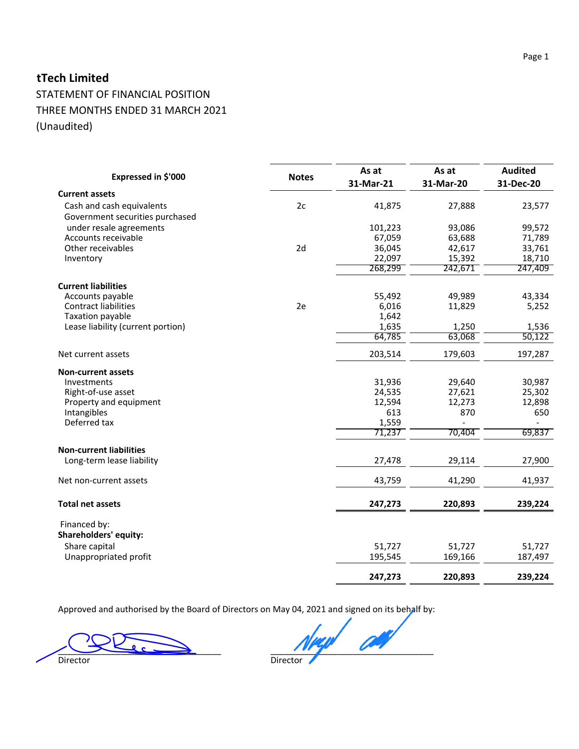## tTech Limited

STATEMENT OF FINANCIAL POSITION
THREE MONTHS ENDED 31 MARCH 2021
(Unaudited)

| Expressed in $'000 | Notes | As at 31-Mar-21 | As at 31-Mar-20 | Audited 31-Dec-20 |
|---|---|---|---|---|
| **Current assets** | | | | |
| Cash and cash equivalents | 2c | 41,875 | 27,888 | 23,577 |
| Government securities purchased under resale agreements | | 101,223 | 93,086 | 99,572 |
| Accounts receivable | | 67,059 | 63,688 | 71,789 |
| Other receivables | 2d | 36,045 | 42,617 | 33,761 |
| Inventory | | 22,097 | 15,392 | 18,710 |
| | | 268,299 | 242,671 | 247,409 |
| **Current liabilities** | | | | |
| Accounts payable | | 55,492 | 49,989 | 43,334 |
| Contract liabilities | 2e | 6,016 | 11,829 | 5,252 |
| Taxation payable | | 1,642 | | |
| Lease liability (current portion) | | 1,635 | 1,250 | 1,536 |
| | | 64,785 | 63,068 | 50,122 |
| Net current assets | | 203,514 | 179,603 | 197,287 |
| **Non-current assets** | | | | |
| Investments | | 31,936 | 29,640 | 30,987 |
| Right-of-use asset | | 24,535 | 27,621 | 25,302 |
| Property and equipment | | 12,594 | 12,273 | 12,898 |
| Intangibles | | 613 | 870 | 650 |
| Deferred tax | | 1,559 | - | - |
| | | 71,237 | 70,404 | 69,837 |
| **Non-current liabilities** | | | | |
| Long-term lease liability | | 27,478 | 29,114 | 27,900 |
| Net non-current assets | | 43,759 | 41,290 | 41,937 |
| **Total net assets** | | **247,273** | **220,893** | **239,224** |
| Financed by: | | | | |
| **Shareholders' equity:** | | | | |
| Share capital | | 51,727 | 51,727 | 51,727 |
| Unappropriated profit | | 195,545 | 169,166 | 187,497 |
| | | **247,273** | **220,893** | **239,224** |

Approved and authorised by the Board of Directors on May 04, 2021 and signed on its behalf by:

Director                                                  Director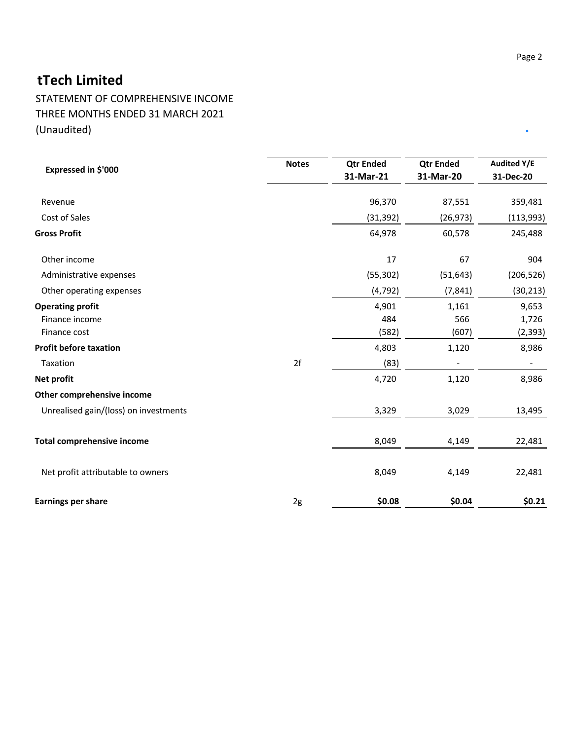# tTech Limited

STATEMENT OF COMPREHENSIVE INCOME
THREE MONTHS ENDED 31 MARCH 2021
(Unaudited)

| Expressed in $'000 | Notes | Qtr Ended 31-Mar-21 | Qtr Ended 31-Mar-20 | Audited Y/E 31-Dec-20 |
|---|---|---|---|---|
| Revenue | | 96,370 | 87,551 | 359,481 |
| Cost of Sales | | (31,392) | (26,973) | (113,993) |
| **Gross Profit** | | 64,978 | 60,578 | 245,488 |
| Other income | | 17 | 67 | 904 |
| Administrative expenses | | (55,302) | (51,643) | (206,526) |
| Other operating expenses | | (4,792) | (7,841) | (30,213) |
| **Operating profit** | | 4,901 | 1,161 | 9,653 |
| Finance income | | 484 | 566 | 1,726 |
| Finance cost | | (582) | (607) | (2,393) |
| **Profit before taxation** | | 4,803 | 1,120 | 8,986 |
| Taxation | 2f | (83) | - | - |
| **Net profit** | | 4,720 | 1,120 | 8,986 |
| **Other comprehensive income** | | | | |
| Unrealised gain/(loss) on investments | | 3,329 | 3,029 | 13,495 |
| **Total comprehensive income** | | 8,049 | 4,149 | 22,481 |
| Net profit attributable to owners | | 8,049 | 4,149 | 22,481 |
| **Earnings per share** | 2g | **$0.08** | **$0.04** | **$0.21** |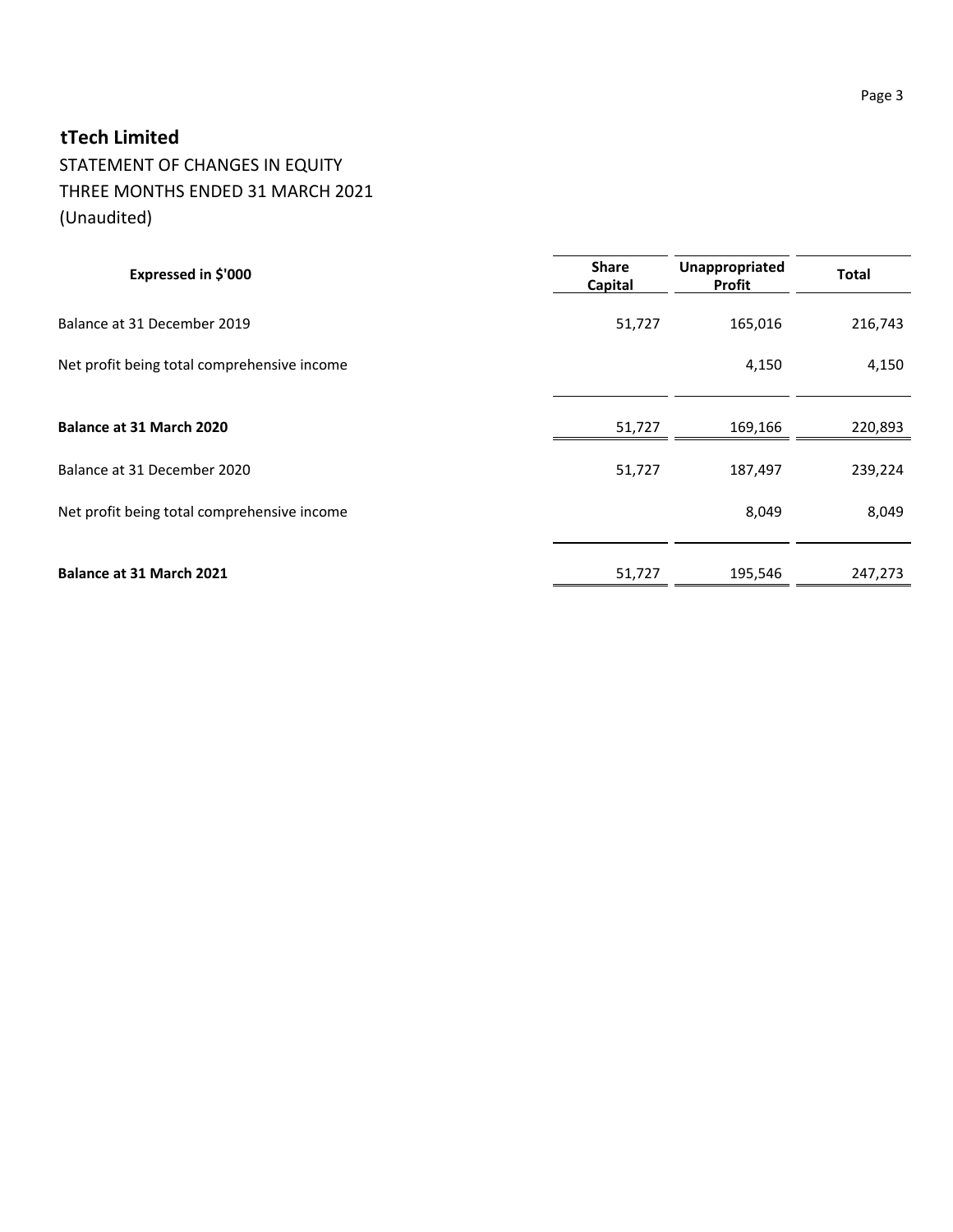## tTech Limited

STATEMENT OF CHANGES IN EQUITY
THREE MONTHS ENDED 31 MARCH 2021
(Unaudited)

| Expressed in $'000 | Share Capital | Unappropriated Profit | Total |
|---|---|---|---|
| Balance at 31 December 2019 | 51,727 | 165,016 | 216,743 |
| Net profit being total comprehensive income | | 4,150 | 4,150 |
| **Balance at 31 March 2020** | 51,727 | 169,166 | 220,893 |
| Balance at 31 December 2020 | 51,727 | 187,497 | 239,224 |
| Net profit being total comprehensive income | | 8,049 | 8,049 |
| **Balance at 31 March 2021** | 51,727 | 195,546 | 247,273 |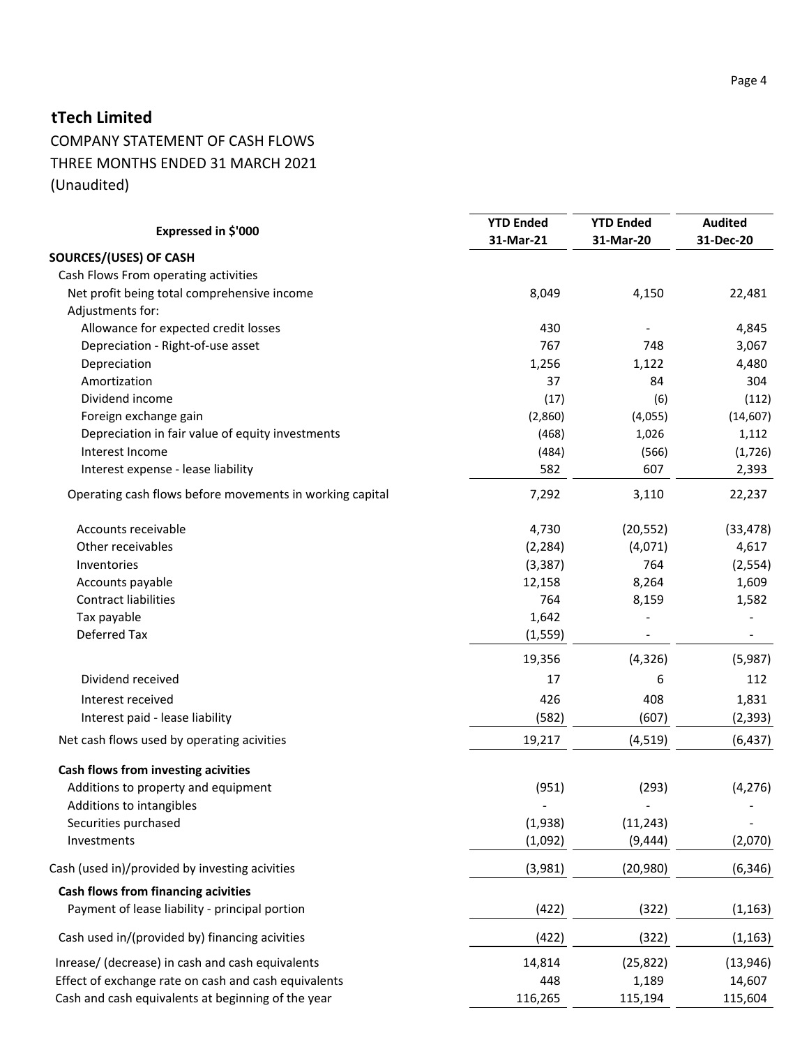# tTech Limited

COMPANY STATEMENT OF CASH FLOWS
THREE MONTHS ENDED 31 MARCH 2021
(Unaudited)

| Expressed in $'000 | YTD Ended 31-Mar-21 | YTD Ended 31-Mar-20 | Audited 31-Dec-20 |
|---|---|---|---|
| **SOURCES/(USES) OF CASH** | | | |
| Cash Flows From operating activities | | | |
| Net profit being total comprehensive income | 8,049 | 4,150 | 22,481 |
| Adjustments for: | | | |
| Allowance for expected credit losses | 430 | - | 4,845 |
| Depreciation - Right-of-use asset | 767 | 748 | 3,067 |
| Depreciation | 1,256 | 1,122 | 4,480 |
| Amortization | 37 | 84 | 304 |
| Dividend income | (17) | (6) | (112) |
| Foreign exchange gain | (2,860) | (4,055) | (14,607) |
| Depreciation in fair value of equity investments | (468) | 1,026 | 1,112 |
| Interest Income | (484) | (566) | (1,726) |
| Interest expense - lease liability | 582 | 607 | 2,393 |
| Operating cash flows before movements in working capital | 7,292 | 3,110 | 22,237 |
| Accounts receivable | 4,730 | (20,552) | (33,478) |
| Other receivables | (2,284) | (4,071) | 4,617 |
| Inventories | (3,387) | 764 | (2,554) |
| Accounts payable | 12,158 | 8,264 | 1,609 |
| Contract liabilities | 764 | 8,159 | 1,582 |
| Tax payable | 1,642 | - | - |
| Deferred Tax | (1,559) | - | - |
| | 19,356 | (4,326) | (5,987) |
| Dividend received | 17 | 6 | 112 |
| Interest received | 426 | 408 | 1,831 |
| Interest paid - lease liability | (582) | (607) | (2,393) |
| Net cash flows used by operating acivities | 19,217 | (4,519) | (6,437) |
| **Cash flows from investing acivities** | | | |
| Additions to property and equipment | (951) | (293) | (4,276) |
| Additions to intangibles | - | - | - |
| Securities purchased | (1,938) | (11,243) | - |
| Investments | (1,092) | (9,444) | (2,070) |
| Cash (used in)/provided by investing acivities | (3,981) | (20,980) | (6,346) |
| **Cash flows from financing acivities** | | | |
| Payment of lease liability - principal portion | (422) | (322) | (1,163) |
| Cash used in/(provided by) financing acivities | (422) | (322) | (1,163) |
| Inrease/ (decrease) in cash and cash equivalents | 14,814 | (25,822) | (13,946) |
| Effect of exchange rate on cash and cash equivalents | 448 | 1,189 | 14,607 |
| Cash and cash equivalents at beginning of the year | 116,265 | 115,194 | 115,604 |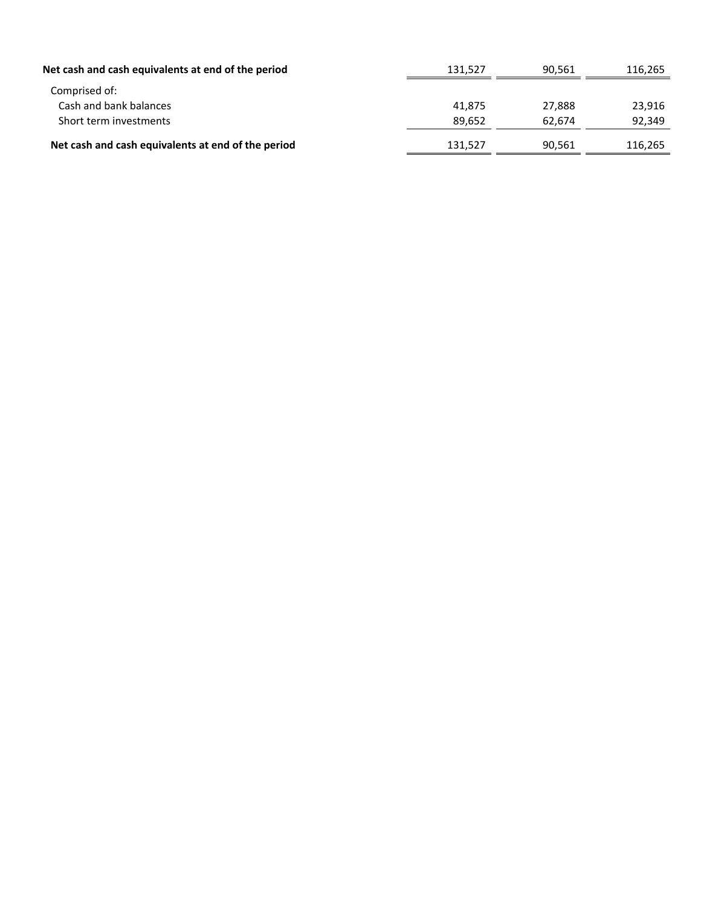| | | | |
|---|---|---|---|
| **Net cash and cash equivalents at end of the period** | 131,527 | 90,561 | 116,265 |
| Comprised of: | | | |
| Cash and bank balances | 41,875 | 27,888 | 23,916 |
| Short term investments | 89,652 | 62,674 | 92,349 |
| **Net cash and cash equivalents at end of the period** | 131,527 | 90,561 | 116,265 |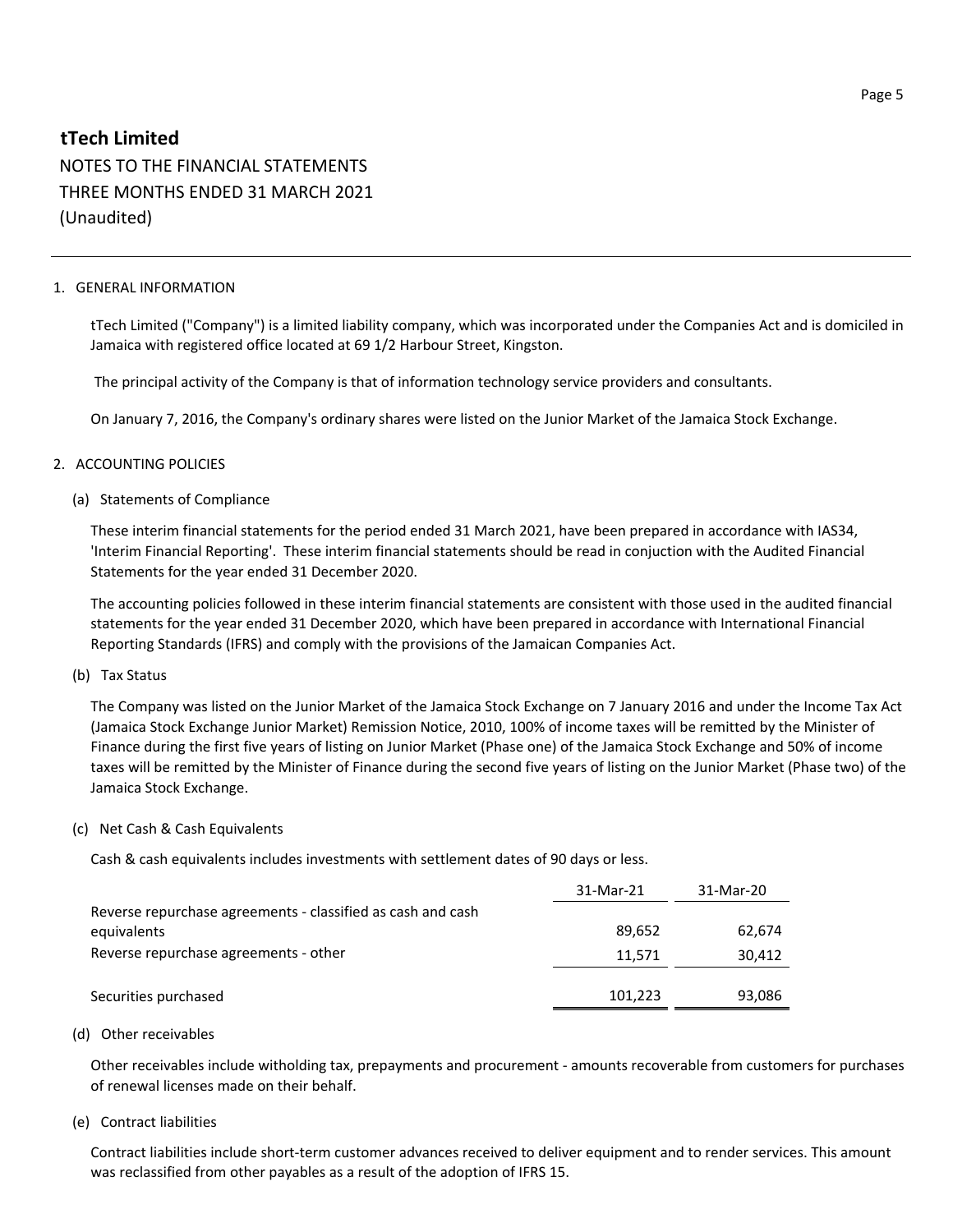# tTech Limited

NOTES TO THE FINANCIAL STATEMENTS
THREE MONTHS ENDED 31 MARCH 2021
(Unaudited)

---

1. GENERAL INFORMATION

tTech Limited ("Company") is a limited liability company, which was incorporated under the Companies Act and is domiciled in Jamaica with registered office located at 69 1/2 Harbour Street, Kingston.

The principal activity of the Company is that of information technology service providers and consultants.

On January 7, 2016, the Company's ordinary shares were listed on the Junior Market of the Jamaica Stock Exchange.

2. ACCOUNTING POLICIES

(a) Statements of Compliance

These interim financial statements for the period ended 31 March 2021, have been prepared in accordance with IAS34, 'Interim Financial Reporting'. These interim financial statements should be read in conjuction with the Audited Financial Statements for the year ended 31 December 2020.

The accounting policies followed in these interim financial statements are consistent with those used in the audited financial statements for the year ended 31 December 2020, which have been prepared in accordance with International Financial Reporting Standards (IFRS) and comply with the provisions of the Jamaican Companies Act.

(b) Tax Status

The Company was listed on the Junior Market of the Jamaica Stock Exchange on 7 January 2016 and under the Income Tax Act (Jamaica Stock Exchange Junior Market) Remission Notice, 2010, 100% of income taxes will be remitted by the Minister of Finance during the first five years of listing on Junior Market (Phase one) of the Jamaica Stock Exchange and 50% of income taxes will be remitted by the Minister of Finance during the second five years of listing on the Junior Market (Phase two) of the Jamaica Stock Exchange.

(c) Net Cash & Cash Equivalents

Cash & cash equivalents includes investments with settlement dates of 90 days or less.

| | 31-Mar-21 | 31-Mar-20 |
|---|---|---|
| Reverse repurchase agreements - classified as cash and cash equivalents | 89,652 | 62,674 |
| Reverse repurchase agreements - other | 11,571 | 30,412 |
| Securities purchased | 101,223 | 93,086 |

(d) Other receivables

Other receivables include witholding tax, prepayments and procurement - amounts recoverable from customers for purchases of renewal licenses made on their behalf.

(e) Contract liabilities

Contract liabilities include short-term customer advances received to deliver equipment and to render services. This amount was reclassified from other payables as a result of the adoption of IFRS 15.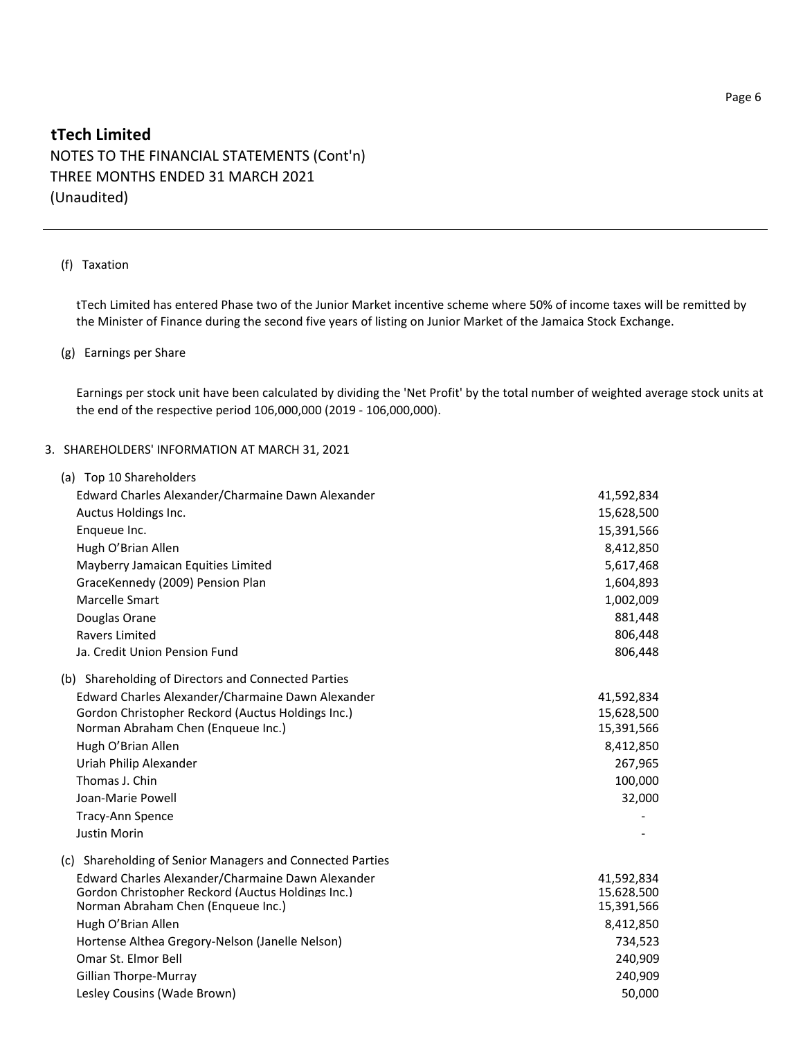# tTech Limited

NOTES TO THE FINANCIAL STATEMENTS (Cont'n)
THREE MONTHS ENDED 31 MARCH 2021
(Unaudited)

(f) Taxation

tTech Limited has entered Phase two of the Junior Market incentive scheme where 50% of income taxes will be remitted by the Minister of Finance during the second five years of listing on Junior Market of the Jamaica Stock Exchange.

(g) Earnings per Share

Earnings per stock unit have been calculated by dividing the 'Net Profit' by the total number of weighted average stock units at the end of the respective period 106,000,000 (2019 - 106,000,000).

3. SHAREHOLDERS' INFORMATION AT MARCH 31, 2021

(a) Top 10 Shareholders

| | |
|---|---|
| Edward Charles Alexander/Charmaine Dawn Alexander | 41,592,834 |
| Auctus Holdings Inc. | 15,628,500 |
| Enqueue Inc. | 15,391,566 |
| Hugh O'Brian Allen | 8,412,850 |
| Mayberry Jamaican Equities Limited | 5,617,468 |
| GraceKennedy (2009) Pension Plan | 1,604,893 |
| Marcelle Smart | 1,002,009 |
| Douglas Orane | 881,448 |
| Ravers Limited | 806,448 |
| Ja. Credit Union Pension Fund | 806,448 |

(b) Shareholding of Directors and Connected Parties

| | |
|---|---|
| Edward Charles Alexander/Charmaine Dawn Alexander | 41,592,834 |
| Gordon Christopher Reckord (Auctus Holdings Inc.) | 15,628,500 |
| Norman Abraham Chen (Enqueue Inc.) | 15,391,566 |
| Hugh O'Brian Allen | 8,412,850 |
| Uriah Philip Alexander | 267,965 |
| Thomas J. Chin | 100,000 |
| Joan-Marie Powell | 32,000 |
| Tracy-Ann Spence | - |
| Justin Morin | - |

(c) Shareholding of Senior Managers and Connected Parties

| | |
|---|---|
| Edward Charles Alexander/Charmaine Dawn Alexander | 41,592,834 |
| Gordon Christopher Reckord (Auctus Holdings Inc.) | 15,628,500 |
| Norman Abraham Chen (Enqueue Inc.) | 15,391,566 |
| Hugh O'Brian Allen | 8,412,850 |
| Hortense Althea Gregory-Nelson (Janelle Nelson) | 734,523 |
| Omar St. Elmor Bell | 240,909 |
| Gillian Thorpe-Murray | 240,909 |
| Lesley Cousins (Wade Brown) | 50,000 |